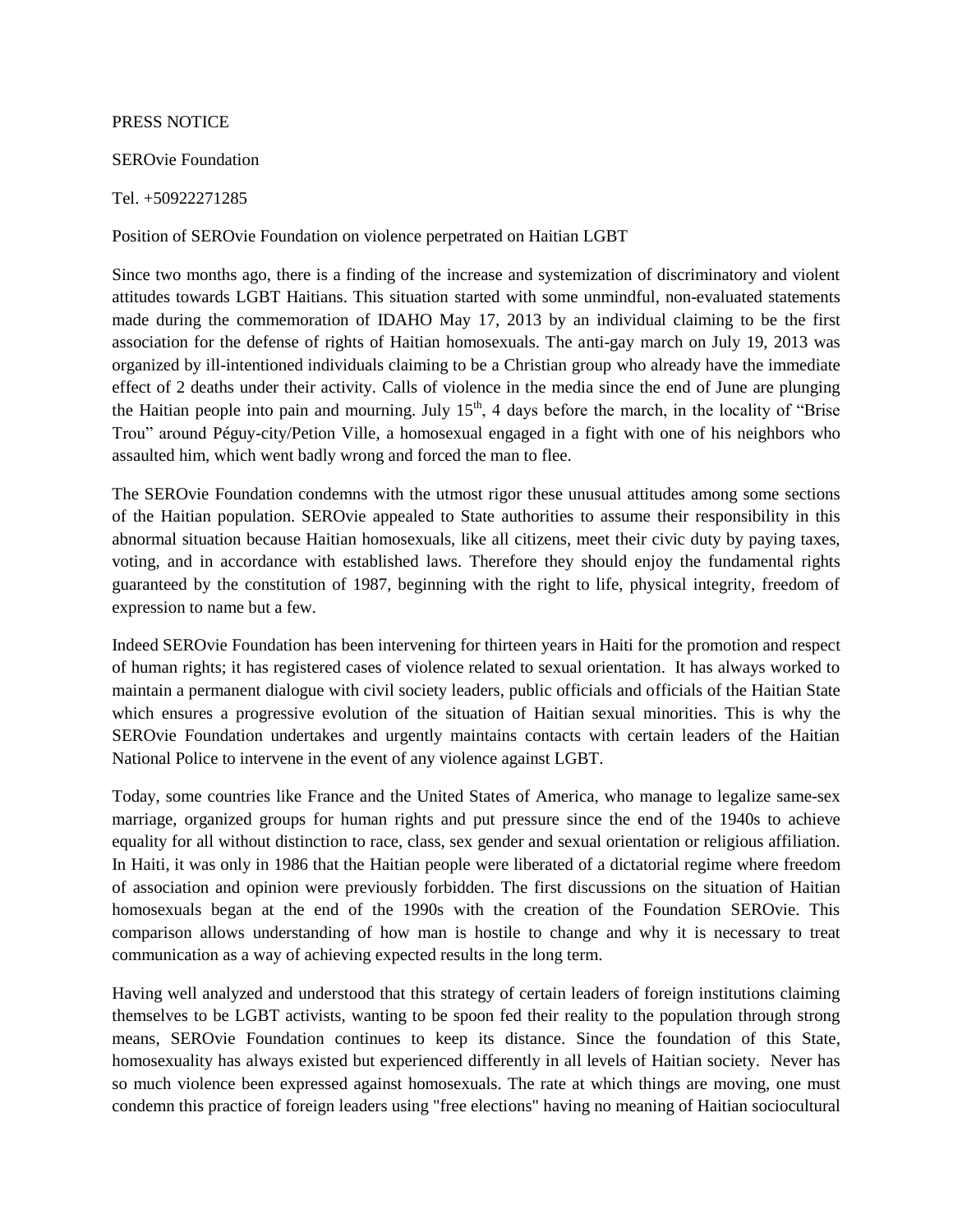PRESS NOTICE

SEROvie Foundation

Tel. +50922271285

Position of SEROvie Foundation on violence perpetrated on Haitian LGBT

Since two months ago, there is a finding of the increase and systemization of discriminatory and violent attitudes towards LGBT Haitians. This situation started with some unmindful, non-evaluated statements made during the commemoration of IDAHO May 17, 2013 by an individual claiming to be the first association for the defense of rights of Haitian homosexuals. The anti-gay march on July 19, 2013 was organized by ill-intentioned individuals claiming to be a Christian group who already have the immediate effect of 2 deaths under their activity. Calls of violence in the media since the end of June are plunging the Haitian people into pain and mourning. July 15th, 4 days before the march, in the locality of "Brise Trou" around Péguy-city/Petion Ville, a homosexual engaged in a fight with one of his neighbors who assaulted him, which went badly wrong and forced the man to flee.

The SEROvie Foundation condemns with the utmost rigor these unusual attitudes among some sections of the Haitian population. SEROvie appealed to State authorities to assume their responsibility in this abnormal situation because Haitian homosexuals, like all citizens, meet their civic duty by paying taxes, voting, and in accordance with established laws. Therefore they should enjoy the fundamental rights guaranteed by the constitution of 1987, beginning with the right to life, physical integrity, freedom of expression to name but a few.

Indeed SEROvie Foundation has been intervening for thirteen years in Haiti for the promotion and respect of human rights; it has registered cases of violence related to sexual orientation. It has always worked to maintain a permanent dialogue with civil society leaders, public officials and officials of the Haitian State which ensures a progressive evolution of the situation of Haitian sexual minorities. This is why the SEROvie Foundation undertakes and urgently maintains contacts with certain leaders of the Haitian National Police to intervene in the event of any violence against LGBT.

Today, some countries like France and the United States of America, who manage to legalize same-sex marriage, organized groups for human rights and put pressure since the end of the 1940s to achieve equality for all without distinction to race, class, sex gender and sexual orientation or religious affiliation. In Haiti, it was only in 1986 that the Haitian people were liberated of a dictatorial regime where freedom of association and opinion were previously forbidden. The first discussions on the situation of Haitian homosexuals began at the end of the 1990s with the creation of the Foundation SEROvie. This comparison allows understanding of how man is hostile to change and why it is necessary to treat communication as a way of achieving expected results in the long term.

Having well analyzed and understood that this strategy of certain leaders of foreign institutions claiming themselves to be LGBT activists, wanting to be spoon fed their reality to the population through strong means, SEROvie Foundation continues to keep its distance. Since the foundation of this State, homosexuality has always existed but experienced differently in all levels of Haitian society. Never has so much violence been expressed against homosexuals. The rate at which things are moving, one must condemn this practice of foreign leaders using "free elections" having no meaning of Haitian sociocultural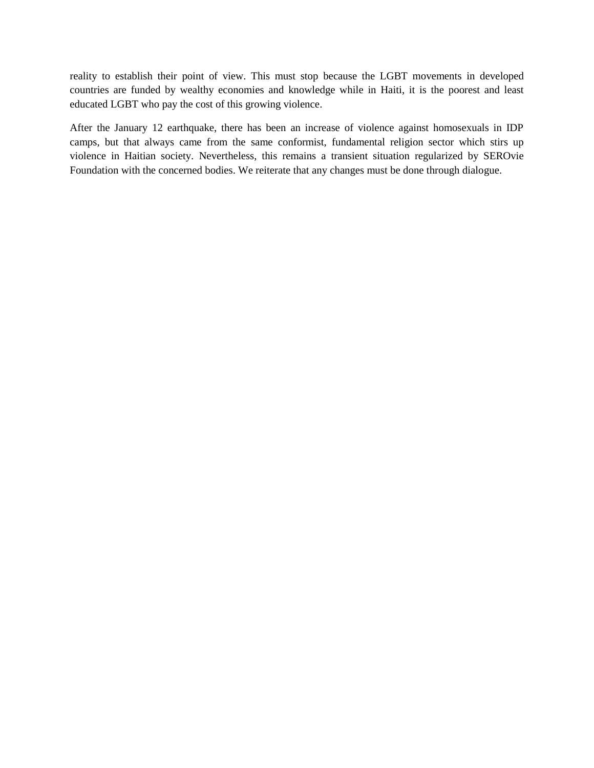reality to establish their point of view. This must stop because the LGBT movements in developed countries are funded by wealthy economies and knowledge while in Haiti, it is the poorest and least educated LGBT who pay the cost of this growing violence.

After the January 12 earthquake, there has been an increase of violence against homosexuals in IDP camps, but that always came from the same conformist, fundamental religion sector which stirs up violence in Haitian society. Nevertheless, this remains a transient situation regularized by SEROvie Foundation with the concerned bodies. We reiterate that any changes must be done through dialogue.